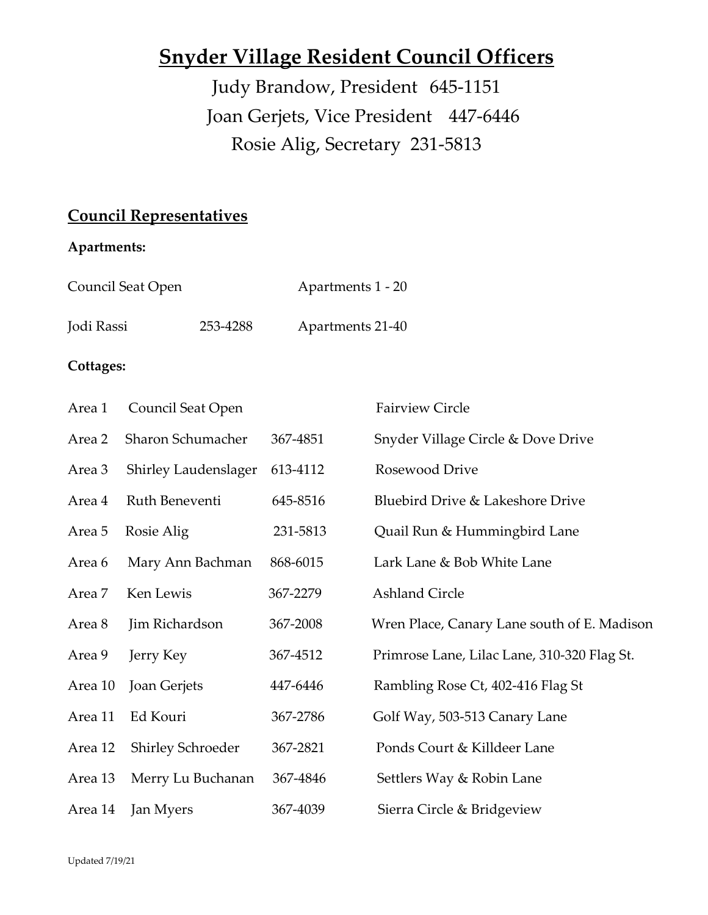# Snyder Village Resident Council Officers

Judy Brandow, President 645-1151

Joan Gerjets, Vice President 447-6446

Rosie Alig, Secretary 231-5813

## Council Representatives

**Apartments:**

| | | |
|---|---|---|
| Council Seat Open | | Apartments 1 - 20 |
| Jodi Rassi | 253-4288 | Apartments 21-40 |

**Cottages:**

| | | | |
|---|---|---|---|
| Area 1 | Council Seat Open | | Fairview Circle |
| Area 2 | Sharon Schumacher | 367-4851 | Snyder Village Circle & Dove Drive |
| Area 3 | Shirley Laudenslager | 613-4112 | Rosewood Drive |
| Area 4 | Ruth Beneventi | 645-8516 | Bluebird Drive & Lakeshore Drive |
| Area 5 | Rosie Alig | 231-5813 | Quail Run & Hummingbird Lane |
| Area 6 | Mary Ann Bachman | 868-6015 | Lark Lane & Bob White Lane |
| Area 7 | Ken Lewis | 367-2279 | Ashland Circle |
| Area 8 | Jim Richardson | 367-2008 | Wren Place, Canary Lane south of E. Madison |
| Area 9 | Jerry Key | 367-4512 | Primrose Lane, Lilac Lane, 310-320 Flag St. |
| Area 10 | Joan Gerjets | 447-6446 | Rambling Rose Ct, 402-416 Flag St |
| Area 11 | Ed Kouri | 367-2786 | Golf Way, 503-513 Canary Lane |
| Area 12 | Shirley Schroeder | 367-2821 | Ponds Court & Killdeer Lane |
| Area 13 | Merry Lu Buchanan | 367-4846 | Settlers Way & Robin Lane |
| Area 14 | Jan Myers | 367-4039 | Sierra Circle & Bridgeview |

Updated 7/19/21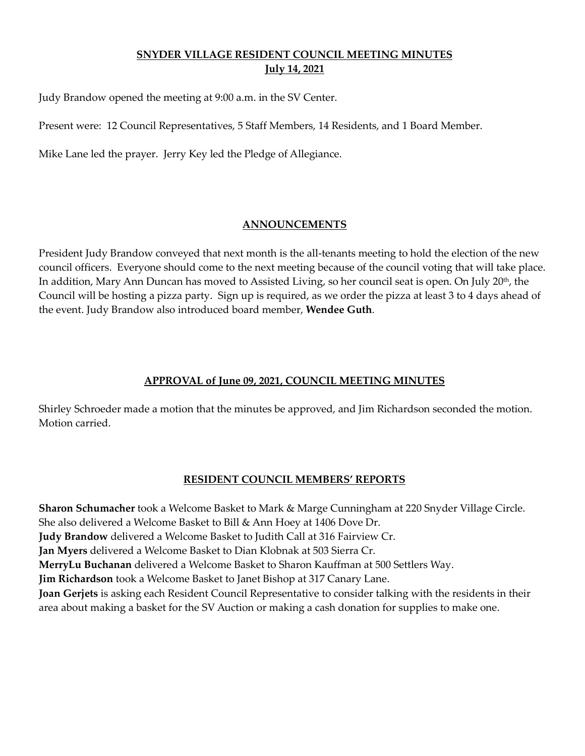## SNYDER VILLAGE RESIDENT COUNCIL MEETING MINUTES
## July 14, 2021

Judy Brandow opened the meeting at 9:00 a.m. in the SV Center.

Present were: 12 Council Representatives, 5 Staff Members, 14 Residents, and 1 Board Member.

Mike Lane led the prayer. Jerry Key led the Pledge of Allegiance.

### ANNOUNCEMENTS

President Judy Brandow conveyed that next month is the all-tenants meeting to hold the election of the new council officers. Everyone should come to the next meeting because of the council voting that will take place. In addition, Mary Ann Duncan has moved to Assisted Living, so her council seat is open. On July 20th, the Council will be hosting a pizza party. Sign up is required, as we order the pizza at least 3 to 4 days ahead of the event. Judy Brandow also introduced board member, **Wendee Guth**.

### APPROVAL of June 09, 2021, COUNCIL MEETING MINUTES

Shirley Schroeder made a motion that the minutes be approved, and Jim Richardson seconded the motion. Motion carried.

### RESIDENT COUNCIL MEMBERS' REPORTS

**Sharon Schumacher** took a Welcome Basket to Mark & Marge Cunningham at 220 Snyder Village Circle. She also delivered a Welcome Basket to Bill & Ann Hoey at 1406 Dove Dr.
**Judy Brandow** delivered a Welcome Basket to Judith Call at 316 Fairview Cr.
**Jan Myers** delivered a Welcome Basket to Dian Klobnak at 503 Sierra Cr.
**MerryLu Buchanan** delivered a Welcome Basket to Sharon Kauffman at 500 Settlers Way.
**Jim Richardson** took a Welcome Basket to Janet Bishop at 317 Canary Lane.
**Joan Gerjets** is asking each Resident Council Representative to consider talking with the residents in their area about making a basket for the SV Auction or making a cash donation for supplies to make one.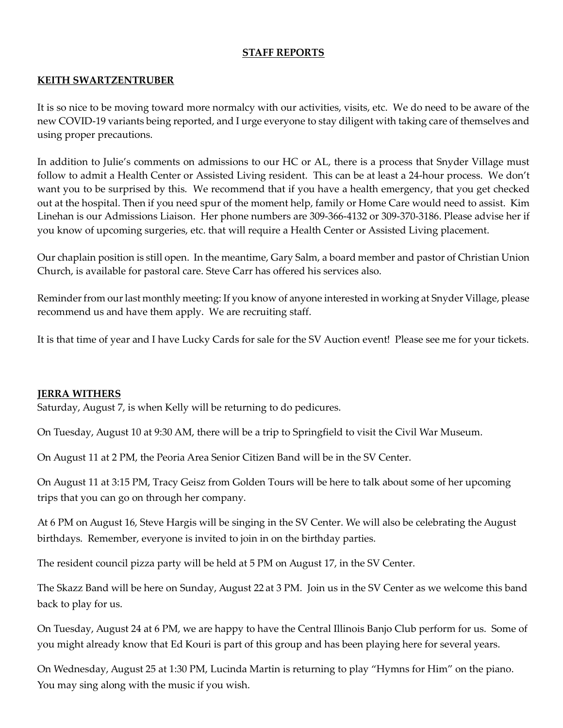# STAFF REPORTS

## KEITH SWARTZENTRUBER

It is so nice to be moving toward more normalcy with our activities, visits, etc. We do need to be aware of the new COVID-19 variants being reported, and I urge everyone to stay diligent with taking care of themselves and using proper precautions.

In addition to Julie's comments on admissions to our HC or AL, there is a process that Snyder Village must follow to admit a Health Center or Assisted Living resident. This can be at least a 24-hour process. We don't want you to be surprised by this. We recommend that if you have a health emergency, that you get checked out at the hospital. Then if you need spur of the moment help, family or Home Care would need to assist. Kim Linehan is our Admissions Liaison. Her phone numbers are 309-366-4132 or 309-370-3186. Please advise her if you know of upcoming surgeries, etc. that will require a Health Center or Assisted Living placement.

Our chaplain position is still open. In the meantime, Gary Salm, a board member and pastor of Christian Union Church, is available for pastoral care. Steve Carr has offered his services also.

Reminder from our last monthly meeting: If you know of anyone interested in working at Snyder Village, please recommend us and have them apply. We are recruiting staff.

It is that time of year and I have Lucky Cards for sale for the SV Auction event! Please see me for your tickets.

## JERRA WITHERS

Saturday, August 7, is when Kelly will be returning to do pedicures.

On Tuesday, August 10 at 9:30 AM, there will be a trip to Springfield to visit the Civil War Museum.

On August 11 at 2 PM, the Peoria Area Senior Citizen Band will be in the SV Center.

On August 11 at 3:15 PM, Tracy Geisz from Golden Tours will be here to talk about some of her upcoming trips that you can go on through her company.

At 6 PM on August 16, Steve Hargis will be singing in the SV Center. We will also be celebrating the August birthdays. Remember, everyone is invited to join in on the birthday parties.

The resident council pizza party will be held at 5 PM on August 17, in the SV Center.

The Skazz Band will be here on Sunday, August 22 at 3 PM. Join us in the SV Center as we welcome this band back to play for us.

On Tuesday, August 24 at 6 PM, we are happy to have the Central Illinois Banjo Club perform for us. Some of you might already know that Ed Kouri is part of this group and has been playing here for several years.

On Wednesday, August 25 at 1:30 PM, Lucinda Martin is returning to play "Hymns for Him" on the piano. You may sing along with the music if you wish.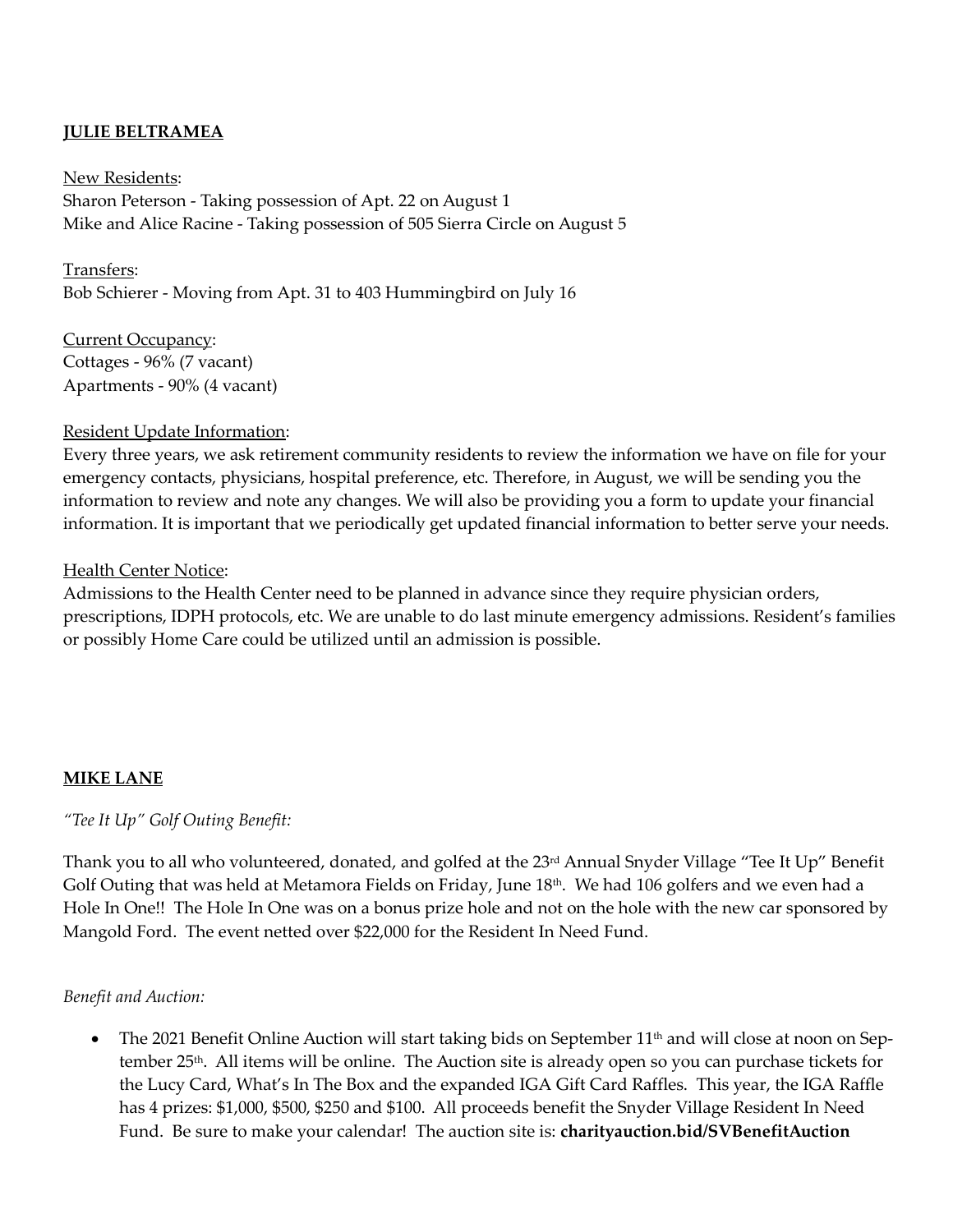**JULIE BELTRAMEA**

New Residents:
Sharon Peterson - Taking possession of Apt. 22 on August 1
Mike and Alice Racine - Taking possession of 505 Sierra Circle on August 5

Transfers:
Bob Schierer - Moving from Apt. 31 to 403 Hummingbird on July 16

Current Occupancy:
Cottages - 96% (7 vacant)
Apartments - 90% (4 vacant)

Resident Update Information:
Every three years, we ask retirement community residents to review the information we have on file for your emergency contacts, physicians, hospital preference, etc. Therefore, in August, we will be sending you the information to review and note any changes. We will also be providing you a form to update your financial information. It is important that we periodically get updated financial information to better serve your needs.

Health Center Notice:
Admissions to the Health Center need to be planned in advance since they require physician orders, prescriptions, IDPH protocols, etc. We are unable to do last minute emergency admissions. Resident's families or possibly Home Care could be utilized until an admission is possible.

**MIKE LANE**

*"Tee It Up" Golf Outing Benefit:*

Thank you to all who volunteered, donated, and golfed at the 23rd Annual Snyder Village "Tee It Up" Benefit Golf Outing that was held at Metamora Fields on Friday, June 18th. We had 106 golfers and we even had a Hole In One!! The Hole In One was on a bonus prize hole and not on the hole with the new car sponsored by Mangold Ford. The event netted over $22,000 for the Resident In Need Fund.

*Benefit and Auction:*

- The 2021 Benefit Online Auction will start taking bids on September 11th and will close at noon on September 25th. All items will be online. The Auction site is already open so you can purchase tickets for the Lucy Card, What's In The Box and the expanded IGA Gift Card Raffles. This year, the IGA Raffle has 4 prizes: $1,000, $500, $250 and $100. All proceeds benefit the Snyder Village Resident In Need Fund. Be sure to make your calendar! The auction site is: **charityauction.bid/SVBenefitAuction**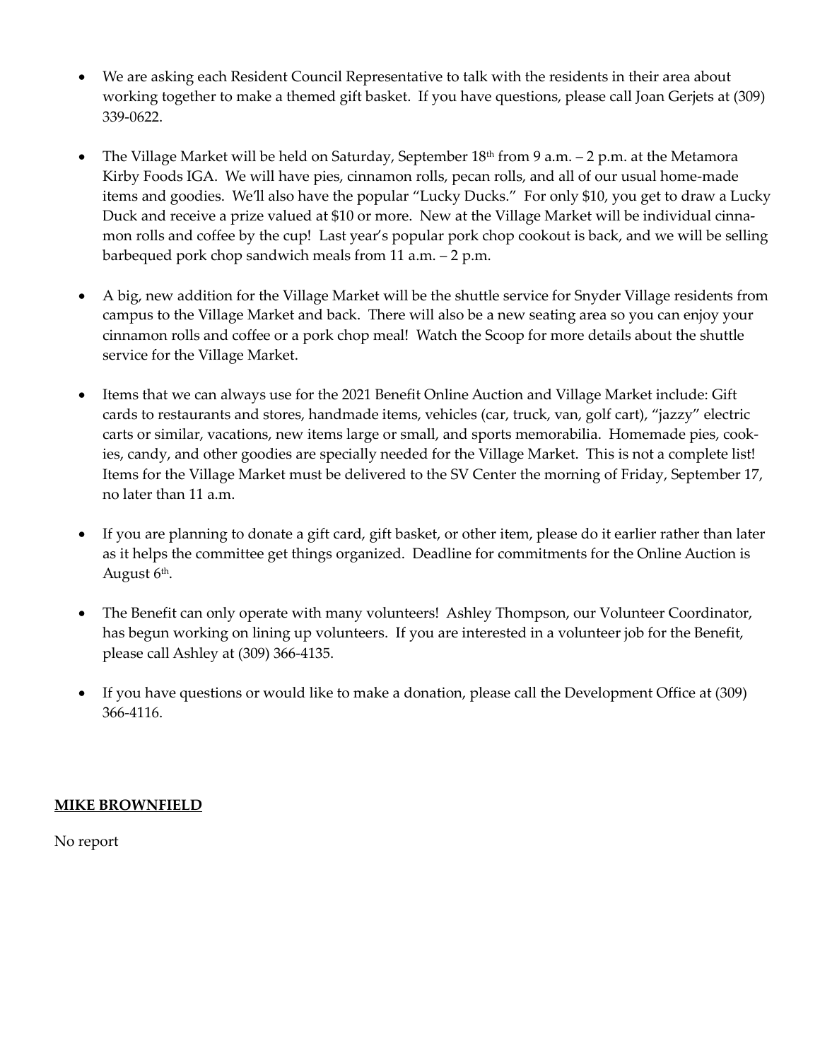- We are asking each Resident Council Representative to talk with the residents in their area about working together to make a themed gift basket. If you have questions, please call Joan Gerjets at (309) 339-0622.

- The Village Market will be held on Saturday, September 18th from 9 a.m. – 2 p.m. at the Metamora Kirby Foods IGA. We will have pies, cinnamon rolls, pecan rolls, and all of our usual home-made items and goodies. We'll also have the popular "Lucky Ducks." For only $10, you get to draw a Lucky Duck and receive a prize valued at $10 or more. New at the Village Market will be individual cinnamon rolls and coffee by the cup! Last year's popular pork chop cookout is back, and we will be selling barbequed pork chop sandwich meals from 11 a.m. – 2 p.m.

- A big, new addition for the Village Market will be the shuttle service for Snyder Village residents from campus to the Village Market and back. There will also be a new seating area so you can enjoy your cinnamon rolls and coffee or a pork chop meal! Watch the Scoop for more details about the shuttle service for the Village Market.

- Items that we can always use for the 2021 Benefit Online Auction and Village Market include: Gift cards to restaurants and stores, handmade items, vehicles (car, truck, van, golf cart), "jazzy" electric carts or similar, vacations, new items large or small, and sports memorabilia. Homemade pies, cookies, candy, and other goodies are specially needed for the Village Market. This is not a complete list! Items for the Village Market must be delivered to the SV Center the morning of Friday, September 17, no later than 11 a.m.

- If you are planning to donate a gift card, gift basket, or other item, please do it earlier rather than later as it helps the committee get things organized. Deadline for commitments for the Online Auction is August 6th.

- The Benefit can only operate with many volunteers! Ashley Thompson, our Volunteer Coordinator, has begun working on lining up volunteers. If you are interested in a volunteer job for the Benefit, please call Ashley at (309) 366-4135.

- If you have questions or would like to make a donation, please call the Development Office at (309) 366-4116.

**MIKE BROWNFIELD**

No report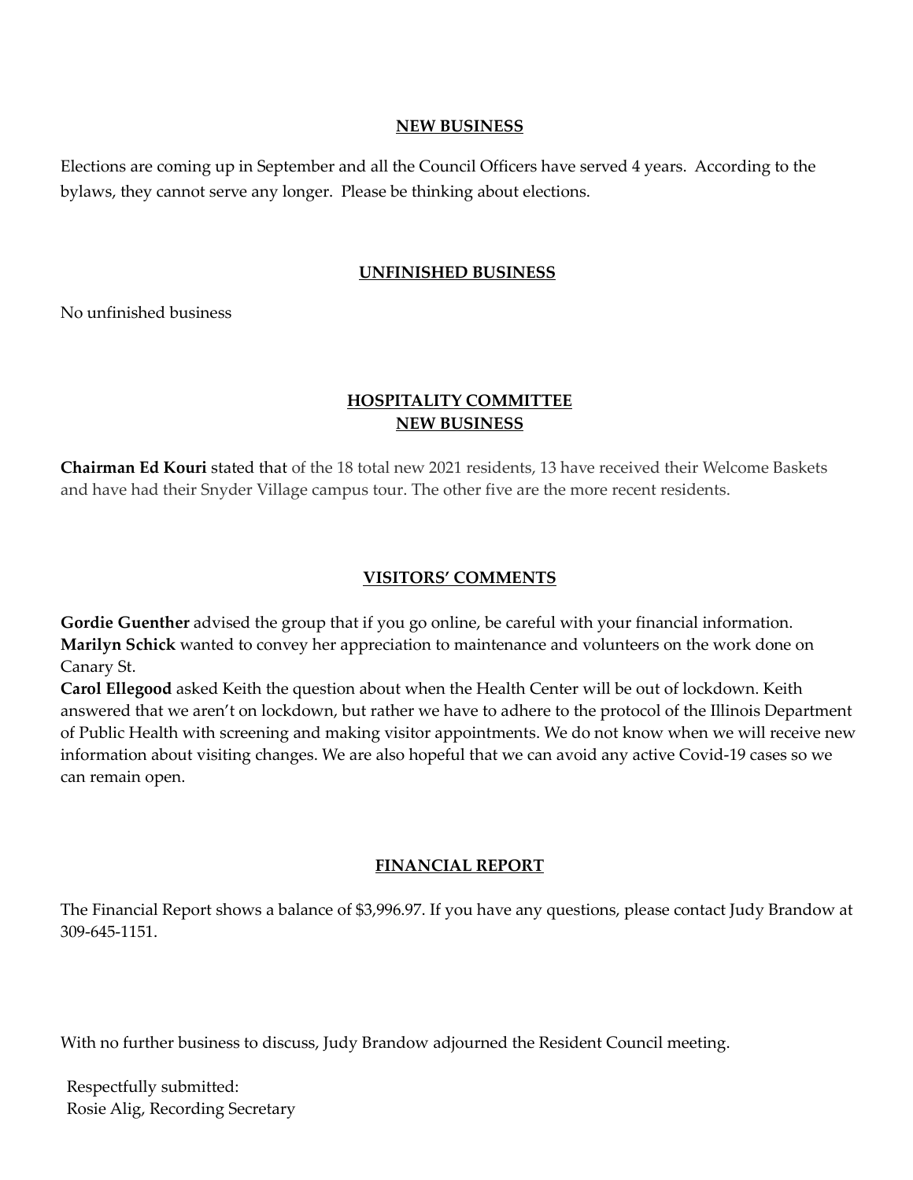## NEW BUSINESS

Elections are coming up in September and all the Council Officers have served 4 years. According to the bylaws, they cannot serve any longer. Please be thinking about elections.

## UNFINISHED BUSINESS

No unfinished business

## HOSPITALITY COMMITTEE
## NEW BUSINESS

**Chairman Ed Kouri** stated that of the 18 total new 2021 residents, 13 have received their Welcome Baskets and have had their Snyder Village campus tour. The other five are the more recent residents.

## VISITORS' COMMENTS

**Gordie Guenther** advised the group that if you go online, be careful with your financial information.
**Marilyn Schick** wanted to convey her appreciation to maintenance and volunteers on the work done on Canary St.
**Carol Ellegood** asked Keith the question about when the Health Center will be out of lockdown. Keith answered that we aren't on lockdown, but rather we have to adhere to the protocol of the Illinois Department of Public Health with screening and making visitor appointments. We do not know when we will receive new information about visiting changes. We are also hopeful that we can avoid any active Covid-19 cases so we can remain open.

## FINANCIAL REPORT

The Financial Report shows a balance of $3,996.97. If you have any questions, please contact Judy Brandow at 309-645-1151.

With no further business to discuss, Judy Brandow adjourned the Resident Council meeting.

Respectfully submitted:
Rosie Alig, Recording Secretary